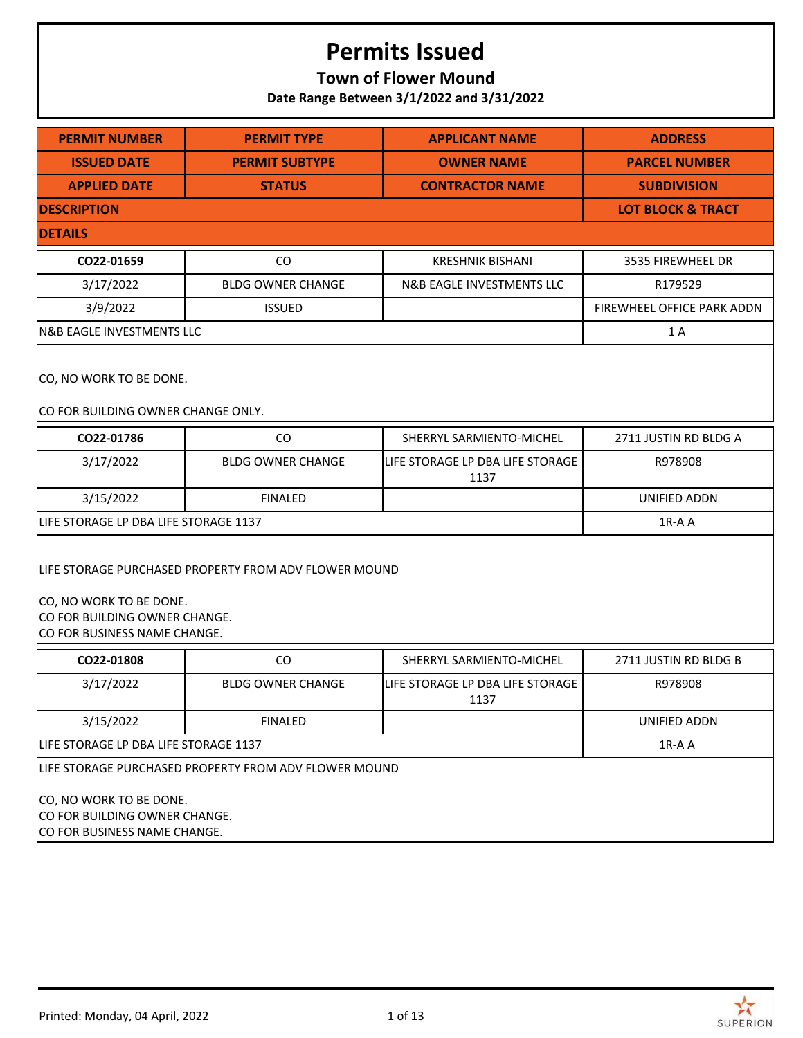# Permits Issued

## Town of Flower Mound

**Date Range Between 3/1/2022 and 3/31/2022**

| PERMIT NUMBER | PERMIT TYPE | APPLICANT NAME | ADDRESS |
|---|---|---|---|
| **ISSUED DATE** | **PERMIT SUBTYPE** | **OWNER NAME** | **PARCEL NUMBER** |
| **APPLIED DATE** | **STATUS** | **CONTRACTOR NAME** | **SUBDIVISION** |
| **DESCRIPTION** | | | **LOT BLOCK & TRACT** |
| **DETAILS** | | | |
| **CO22-01659** | CO | KRESHNIK BISHANI | 3535 FIREWHEEL DR |
| 3/17/2022 | BLDG OWNER CHANGE | N&B EAGLE INVESTMENTS LLC | R179529 |
| 3/9/2022 | ISSUED | | FIREWHEEL OFFICE PARK ADDN |
| N&B EAGLE INVESTMENTS LLC | | | 1 A |
| CO, NO WORK TO BE DONE.<br><br>CO FOR BUILDING OWNER CHANGE ONLY. | | | |
| **CO22-01786** | CO | SHERRYL SARMIENTO-MICHEL | 2711 JUSTIN RD BLDG A |
| 3/17/2022 | BLDG OWNER CHANGE | LIFE STORAGE LP DBA LIFE STORAGE 1137 | R978908 |
| 3/15/2022 | FINALED | | UNIFIED ADDN |
| LIFE STORAGE LP DBA LIFE STORAGE 1137 | | | 1R-A A |
| LIFE STORAGE PURCHASED PROPERTY FROM ADV FLOWER MOUND<br><br>CO, NO WORK TO BE DONE.<br>CO FOR BUILDING OWNER CHANGE.<br>CO FOR BUSINESS NAME CHANGE. | | | |
| **CO22-01808** | CO | SHERRYL SARMIENTO-MICHEL | 2711 JUSTIN RD BLDG B |
| 3/17/2022 | BLDG OWNER CHANGE | LIFE STORAGE LP DBA LIFE STORAGE 1137 | R978908 |
| 3/15/2022 | FINALED | | UNIFIED ADDN |
| LIFE STORAGE LP DBA LIFE STORAGE 1137 | | | 1R-A A |
| LIFE STORAGE PURCHASED PROPERTY FROM ADV FLOWER MOUND<br><br>CO, NO WORK TO BE DONE.<br>CO FOR BUILDING OWNER CHANGE.<br>CO FOR BUSINESS NAME CHANGE. | | | |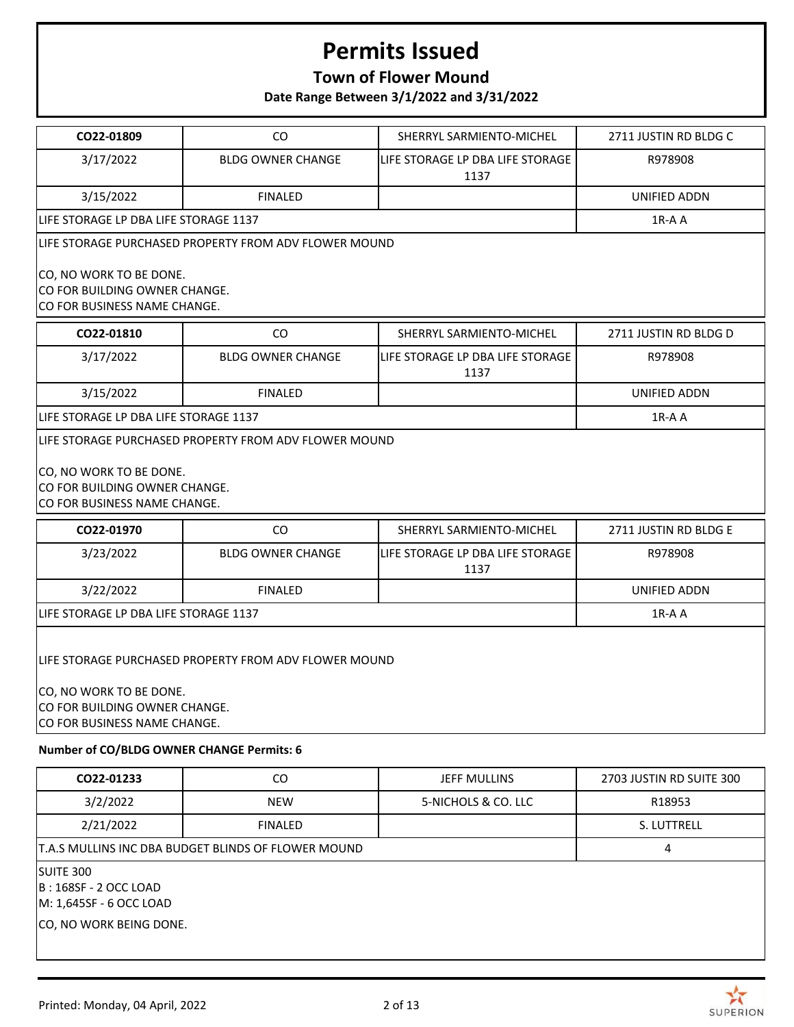# Permits Issued

### Town of Flower Mound

**Date Range Between 3/1/2022 and 3/31/2022**

| CO22-01809 | CO | SHERRYL SARMIENTO-MICHEL | 2711 JUSTIN RD BLDG C |
|---|---|---|---|
| 3/17/2022 | BLDG OWNER CHANGE | LIFE STORAGE LP DBA LIFE STORAGE 1137 | R978908 |
| 3/15/2022 | FINALED | | UNIFIED ADDN |
| LIFE STORAGE LP DBA LIFE STORAGE 1137 | | | 1R-A A |

LIFE STORAGE PURCHASED PROPERTY FROM ADV FLOWER MOUND

CO, NO WORK TO BE DONE.
CO FOR BUILDING OWNER CHANGE.
CO FOR BUSINESS NAME CHANGE.

| CO22-01810 | CO | SHERRYL SARMIENTO-MICHEL | 2711 JUSTIN RD BLDG D |
|---|---|---|---|
| 3/17/2022 | BLDG OWNER CHANGE | LIFE STORAGE LP DBA LIFE STORAGE 1137 | R978908 |
| 3/15/2022 | FINALED | | UNIFIED ADDN |
| LIFE STORAGE LP DBA LIFE STORAGE 1137 | | | 1R-A A |

LIFE STORAGE PURCHASED PROPERTY FROM ADV FLOWER MOUND

CO, NO WORK TO BE DONE.
CO FOR BUILDING OWNER CHANGE.
CO FOR BUSINESS NAME CHANGE.

| CO22-01970 | CO | SHERRYL SARMIENTO-MICHEL | 2711 JUSTIN RD BLDG E |
|---|---|---|---|
| 3/23/2022 | BLDG OWNER CHANGE | LIFE STORAGE LP DBA LIFE STORAGE 1137 | R978908 |
| 3/22/2022 | FINALED | | UNIFIED ADDN |
| LIFE STORAGE LP DBA LIFE STORAGE 1137 | | | 1R-A A |

LIFE STORAGE PURCHASED PROPERTY FROM ADV FLOWER MOUND

CO, NO WORK TO BE DONE.
CO FOR BUILDING OWNER CHANGE.
CO FOR BUSINESS NAME CHANGE.

**Number of CO/BLDG OWNER CHANGE Permits: 6**

| CO22-01233 | CO | JEFF MULLINS | 2703 JUSTIN RD SUITE 300 |
|---|---|---|---|
| 3/2/2022 | NEW | 5-NICHOLS & CO. LLC | R18953 |
| 2/21/2022 | FINALED | | S. LUTTRELL |
| T.A.S MULLINS INC DBA BUDGET BLINDS OF FLOWER MOUND | | | 4 |

SUITE 300
B : 168SF - 2 OCC LOAD
M: 1,645SF - 6 OCC LOAD

CO, NO WORK BEING DONE.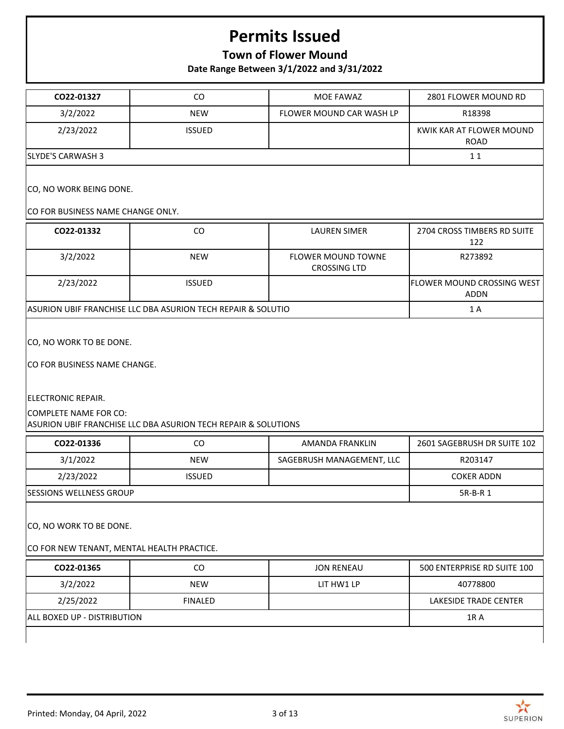# Permits Issued

**Town of Flower Mound**

**Date Range Between 3/1/2022 and 3/31/2022**

| **CO22-01327** | CO | MOE FAWAZ | 2801 FLOWER MOUND RD |
|---|---|---|---|
| 3/2/2022 | NEW | FLOWER MOUND CAR WASH LP | R18398 |
| 2/23/2022 | ISSUED | | KWIK KAR AT FLOWER MOUND ROAD |
| SLYDE'S CARWASH 3 | | | 1 1 |

CO, NO WORK BEING DONE.

CO FOR BUSINESS NAME CHANGE ONLY.

| **CO22-01332** | CO | LAUREN SIMER | 2704 CROSS TIMBERS RD SUITE 122 |
|---|---|---|---|
| 3/2/2022 | NEW | FLOWER MOUND TOWNE CROSSING LTD | R273892 |
| 2/23/2022 | ISSUED | | FLOWER MOUND CROSSING WEST ADDN |
| ASURION UBIF FRANCHISE LLC DBA ASURION TECH REPAIR & SOLUTIO | | | 1 A |

CO, NO WORK TO BE DONE.

CO FOR BUSINESS NAME CHANGE.

ELECTRONIC REPAIR.

COMPLETE NAME FOR CO:
ASURION UBIF FRANCHISE LLC DBA ASURION TECH REPAIR & SOLUTIONS

| **CO22-01336** | CO | AMANDA FRANKLIN | 2601 SAGEBRUSH DR SUITE 102 |
|---|---|---|---|
| 3/1/2022 | NEW | SAGEBRUSH MANAGEMENT, LLC | R203147 |
| 2/23/2022 | ISSUED | | COKER ADDN |
| SESSIONS WELLNESS GROUP | | | 5R-B-R 1 |

CO, NO WORK TO BE DONE.

CO FOR NEW TENANT, MENTAL HEALTH PRACTICE.

| **CO22-01365** | CO | JON RENEAU | 500 ENTERPRISE RD SUITE 100 |
|---|---|---|---|
| 3/2/2022 | NEW | LIT HW1 LP | 40778800 |
| 2/25/2022 | FINALED | | LAKESIDE TRADE CENTER |
| ALL BOXED UP - DISTRIBUTION | | | 1R A |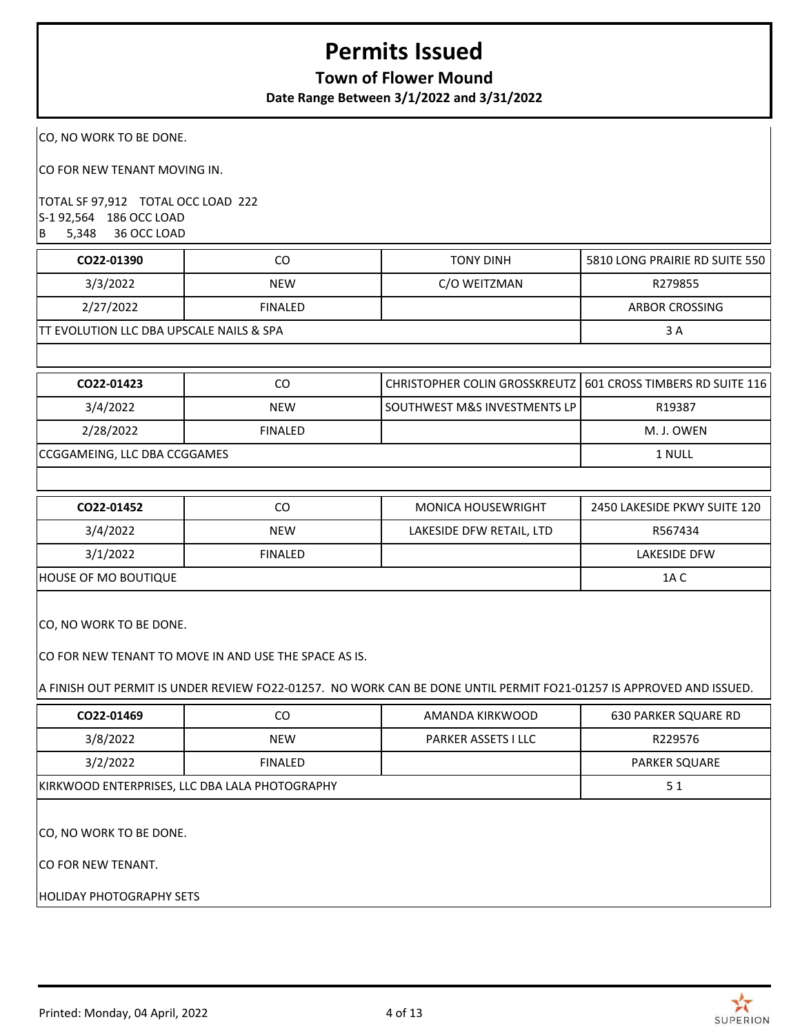# Permits Issued

## Town of Flower Mound

### Date Range Between 3/1/2022 and 3/31/2022

CO, NO WORK TO BE DONE.

CO FOR NEW TENANT MOVING IN.

TOTAL SF 97,912 TOTAL OCC LOAD 222
S-1 92,564 186 OCC LOAD
B 5,348 36 OCC LOAD

| CO22-01390 | CO | TONY DINH | 5810 LONG PRAIRIE RD SUITE 550 |
|---|---|---|---|
| 3/3/2022 | NEW | C/O WEITZMAN | R279855 |
| 2/27/2022 | FINALED | | ARBOR CROSSING |
| TT EVOLUTION LLC DBA UPSCALE NAILS & SPA | | | 3 A |

| CO22-01423 | CO | CHRISTOPHER COLIN GROSSKREUTZ | 601 CROSS TIMBERS RD SUITE 116 |
|---|---|---|---|
| 3/4/2022 | NEW | SOUTHWEST M&S INVESTMENTS LP | R19387 |
| 2/28/2022 | FINALED | | M. J. OWEN |
| CCGGAMEING, LLC DBA CCGGAMES | | | 1 NULL |

| CO22-01452 | CO | MONICA HOUSEWRIGHT | 2450 LAKESIDE PKWY SUITE 120 |
|---|---|---|---|
| 3/4/2022 | NEW | LAKESIDE DFW RETAIL, LTD | R567434 |
| 3/1/2022 | FINALED | | LAKESIDE DFW |
| HOUSE OF MO BOUTIQUE | | | 1A C |

CO, NO WORK TO BE DONE.

CO FOR NEW TENANT TO MOVE IN AND USE THE SPACE AS IS.

A FINISH OUT PERMIT IS UNDER REVIEW FO22-01257. NO WORK CAN BE DONE UNTIL PERMIT FO21-01257 IS APPROVED AND ISSUED.

| CO22-01469 | CO | AMANDA KIRKWOOD | 630 PARKER SQUARE RD |
|---|---|---|---|
| 3/8/2022 | NEW | PARKER ASSETS I LLC | R229576 |
| 3/2/2022 | FINALED | | PARKER SQUARE |
| KIRKWOOD ENTERPRISES, LLC DBA LALA PHOTOGRAPHY | | | 5 1 |

CO, NO WORK TO BE DONE.

CO FOR NEW TENANT.

HOLIDAY PHOTOGRAPHY SETS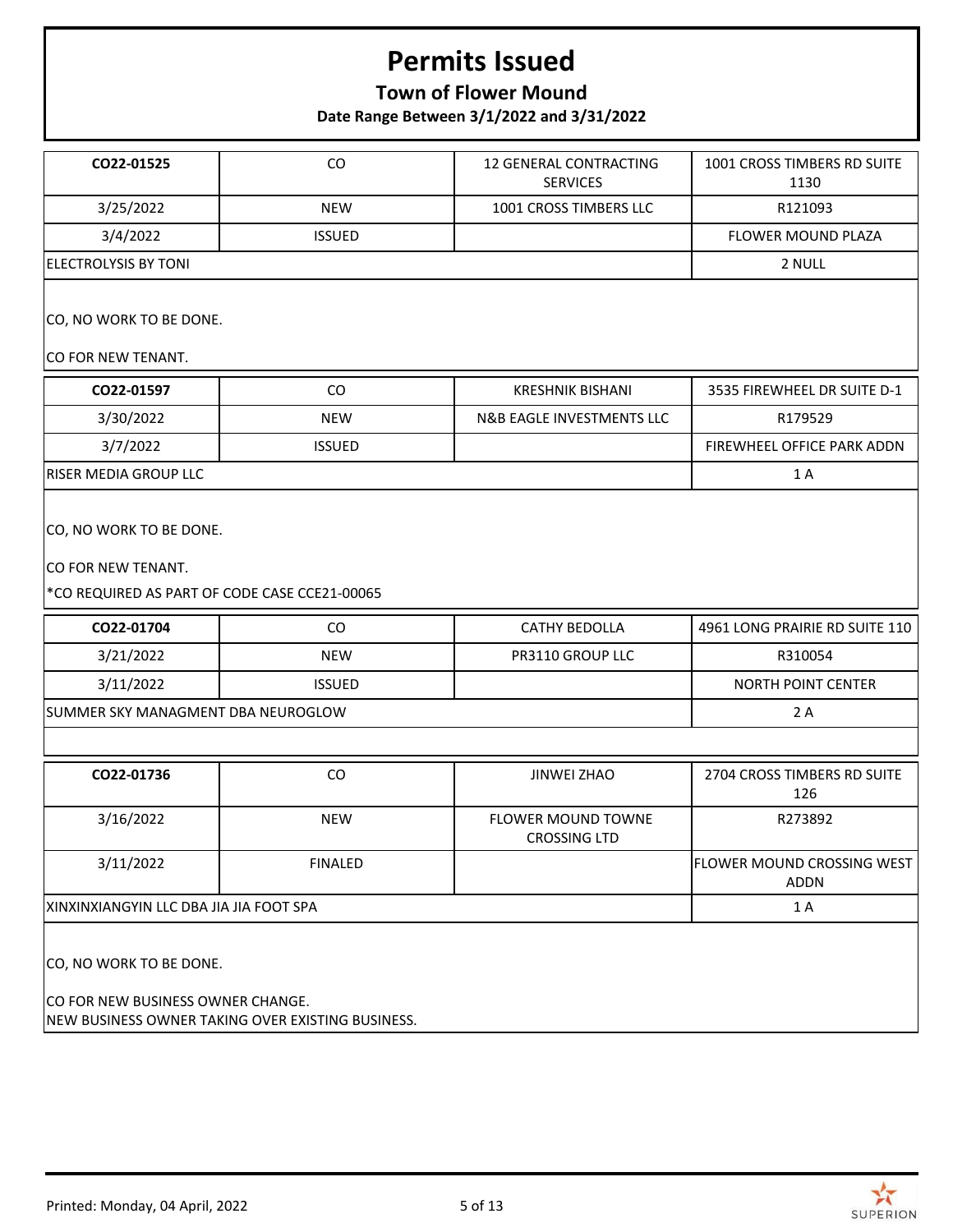# Permits Issued

## Town of Flower Mound

### Date Range Between 3/1/2022 and 3/31/2022

| CO22-01525 | CO | 12 GENERAL CONTRACTING SERVICES | 1001 CROSS TIMBERS RD SUITE 1130 |
|---|---|---|---|
| 3/25/2022 | NEW | 1001 CROSS TIMBERS LLC | R121093 |
| 3/4/2022 | ISSUED | | FLOWER MOUND PLAZA |
| ELECTROLYSIS BY TONI | | | 2 NULL |

CO, NO WORK TO BE DONE.

CO FOR NEW TENANT.

| CO22-01597 | CO | KRESHNIK BISHANI | 3535 FIREWHEEL DR SUITE D-1 |
|---|---|---|---|
| 3/30/2022 | NEW | N&B EAGLE INVESTMENTS LLC | R179529 |
| 3/7/2022 | ISSUED | | FIREWHEEL OFFICE PARK ADDN |
| RISER MEDIA GROUP LLC | | | 1 A |

CO, NO WORK TO BE DONE.

CO FOR NEW TENANT.

*CO REQUIRED AS PART OF CODE CASE CCE21-00065

| CO22-01704 | CO | CATHY BEDOLLA | 4961 LONG PRAIRIE RD SUITE 110 |
|---|---|---|---|
| 3/21/2022 | NEW | PR3110 GROUP LLC | R310054 |
| 3/11/2022 | ISSUED | | NORTH POINT CENTER |
| SUMMER SKY MANAGMENT DBA NEUROGLOW | | | 2 A |

| CO22-01736 | CO | JINWEI ZHAO | 2704 CROSS TIMBERS RD SUITE 126 |
|---|---|---|---|
| 3/16/2022 | NEW | FLOWER MOUND TOWNE CROSSING LTD | R273892 |
| 3/11/2022 | FINALED | | FLOWER MOUND CROSSING WEST ADDN |
| XINXINXIANGYIN LLC DBA JIA JIA FOOT SPA | | | 1 A |

CO, NO WORK TO BE DONE.

CO FOR NEW BUSINESS OWNER CHANGE.
NEW BUSINESS OWNER TAKING OVER EXISTING BUSINESS.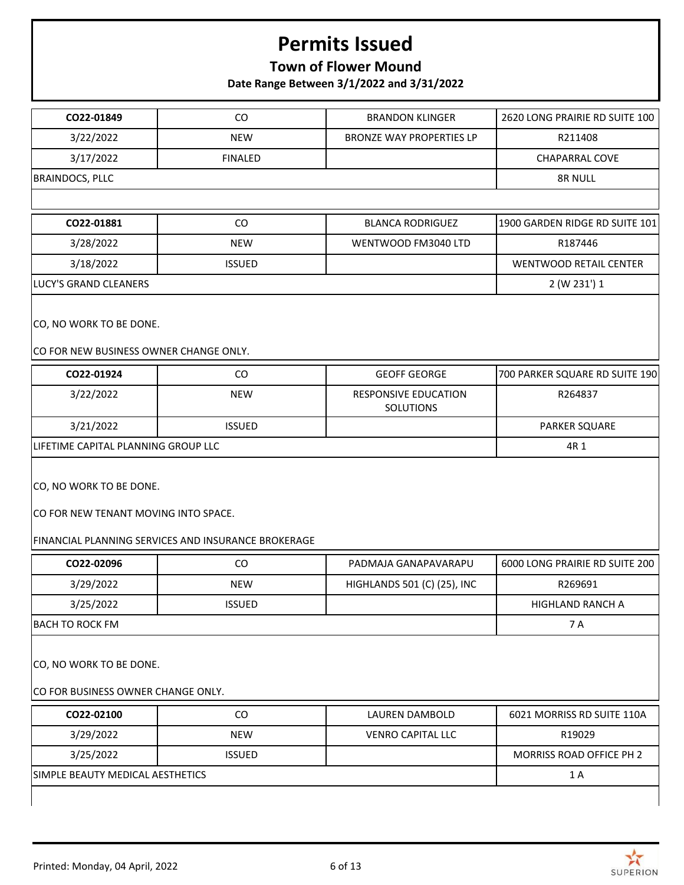# Permits Issued

**Town of Flower Mound**

**Date Range Between 3/1/2022 and 3/31/2022**

| CO22-01849 | CO | BRANDON KLINGER | 2620 LONG PRAIRIE RD SUITE 100 |
|---|---|---|---|
| 3/22/2022 | NEW | BRONZE WAY PROPERTIES LP | R211408 |
| 3/17/2022 | FINALED | | CHAPARRAL COVE |
| BRAINDOCS, PLLC | | | 8R NULL |

| CO22-01881 | CO | BLANCA RODRIGUEZ | 1900 GARDEN RIDGE RD SUITE 101 |
|---|---|---|---|
| 3/28/2022 | NEW | WENTWOOD FM3040 LTD | R187446 |
| 3/18/2022 | ISSUED | | WENTWOOD RETAIL CENTER |
| LUCY'S GRAND CLEANERS | | | 2 (W 231') 1 |

CO, NO WORK TO BE DONE.

CO FOR NEW BUSINESS OWNER CHANGE ONLY.

| CO22-01924 | CO | GEOFF GEORGE | 700 PARKER SQUARE RD SUITE 190 |
|---|---|---|---|
| 3/22/2022 | NEW | RESPONSIVE EDUCATION SOLUTIONS | R264837 |
| 3/21/2022 | ISSUED | | PARKER SQUARE |
| LIFETIME CAPITAL PLANNING GROUP LLC | | | 4R 1 |

CO, NO WORK TO BE DONE.

CO FOR NEW TENANT MOVING INTO SPACE.

FINANCIAL PLANNING SERVICES AND INSURANCE BROKERAGE

| CO22-02096 | CO | PADMAJA GANAPAVARAPU | 6000 LONG PRAIRIE RD SUITE 200 |
|---|---|---|---|
| 3/29/2022 | NEW | HIGHLANDS 501 (C) (25), INC | R269691 |
| 3/25/2022 | ISSUED | | HIGHLAND RANCH A |
| BACH TO ROCK FM | | | 7 A |

CO, NO WORK TO BE DONE.

CO FOR BUSINESS OWNER CHANGE ONLY.

| CO22-02100 | CO | LAUREN DAMBOLD | 6021 MORRISS RD SUITE 110A |
|---|---|---|---|
| 3/29/2022 | NEW | VENRO CAPITAL LLC | R19029 |
| 3/25/2022 | ISSUED | | MORRISS ROAD OFFICE PH 2 |
| SIMPLE BEAUTY MEDICAL AESTHETICS | | | 1 A |

Printed: Monday, 04 April, 2022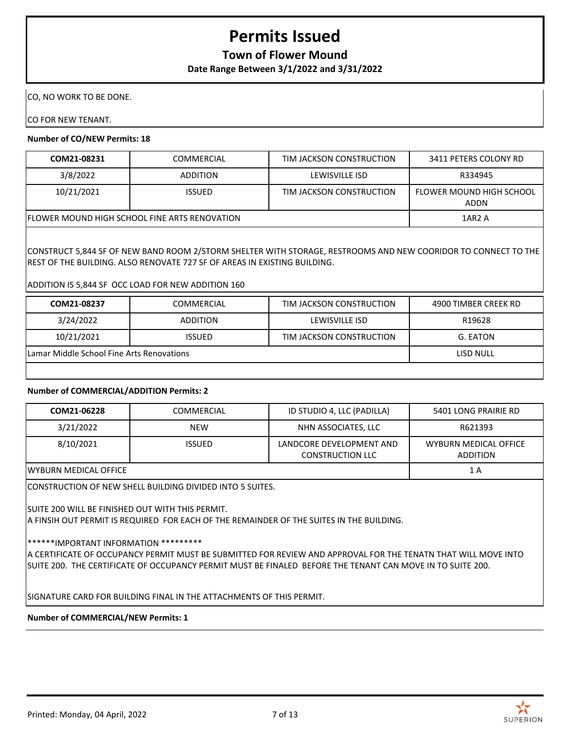# Permits Issued

## Town of Flower Mound

### Date Range Between 3/1/2022 and 3/31/2022

CO, NO WORK TO BE DONE.

CO FOR NEW TENANT.

**Number of CO/NEW Permits: 18**

| **COM21-08231** | COMMERCIAL | TIM JACKSON CONSTRUCTION | 3411 PETERS COLONY RD |
|---|---|---|---|
| 3/8/2022 | ADDITION | LEWISVILLE ISD | R334945 |
| 10/21/2021 | ISSUED | TIM JACKSON CONSTRUCTION | FLOWER MOUND HIGH SCHOOL ADDN |
| FLOWER MOUND HIGH SCHOOL FINE ARTS RENOVATION | | | 1AR2 A |

CONSTRUCT 5,844 SF OF NEW BAND ROOM 2/STORM SHELTER WITH STORAGE, RESTROOMS AND NEW COORIDOR TO CONNECT TO THE REST OF THE BUILDING. ALSO RENOVATE 727 SF OF AREAS IN EXISTING BUILDING.

ADDITION IS 5,844 SF OCC LOAD FOR NEW ADDITION 160

| **COM21-08237** | COMMERCIAL | TIM JACKSON CONSTRUCTION | 4900 TIMBER CREEK RD |
|---|---|---|---|
| 3/24/2022 | ADDITION | LEWISVILLE ISD | R19628 |
| 10/21/2021 | ISSUED | TIM JACKSON CONSTRUCTION | G. EATON |
| Lamar Middle School Fine Arts Renovations | | | LISD NULL |

**Number of COMMERCIAL/ADDITION Permits: 2**

| **COM21-06228** | COMMERCIAL | ID STUDIO 4, LLC (PADILLA) | 5401 LONG PRAIRIE RD |
|---|---|---|---|
| 3/21/2022 | NEW | NHN ASSOCIATES, LLC | R621393 |
| 8/10/2021 | ISSUED | LANDCORE DEVELOPMENT AND CONSTRUCTION LLC | WYBURN MEDICAL OFFICE ADDITION |
| WYBURN MEDICAL OFFICE | | | 1 A |

CONSTRUCTION OF NEW SHELL BUILDING DIVIDED INTO 5 SUITES.

SUITE 200 WILL BE FINISHED OUT WITH THIS PERMIT.
A FINSIH OUT PERMIT IS REQUIRED FOR EACH OF THE REMAINDER OF THE SUITES IN THE BUILDING.

******IMPORTANT INFORMATION *********
A CERTIFICATE OF OCCUPANCY PERMIT MUST BE SUBMITTED FOR REVIEW AND APPROVAL FOR THE TENATN THAT WILL MOVE INTO SUITE 200. THE CERTIFICATE OF OCCUPANCY PERMIT MUST BE FINALED BEFORE THE TENANT CAN MOVE IN TO SUITE 200.

SIGNATURE CARD FOR BUILDING FINAL IN THE ATTACHMENTS OF THIS PERMIT.

**Number of COMMERCIAL/NEW Permits: 1**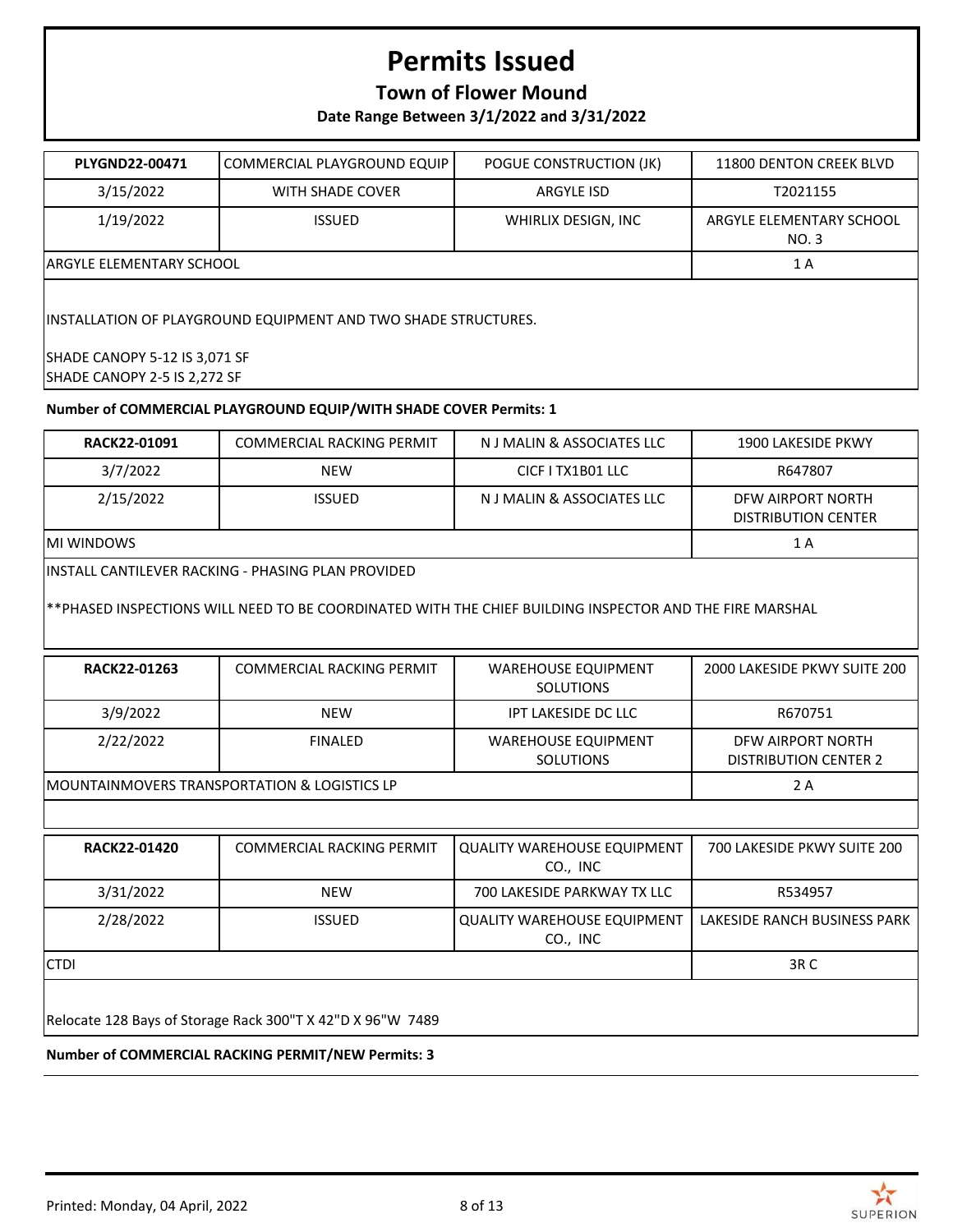# Permits Issued

## Town of Flower Mound

### Date Range Between 3/1/2022 and 3/31/2022

| **PLYGND22-00471** | COMMERCIAL PLAYGROUND EQUIP | POGUE CONSTRUCTION (JK) | 11800 DENTON CREEK BLVD |
|---|---|---|---|
| 3/15/2022 | WITH SHADE COVER | ARGYLE ISD | T2021155 |
| 1/19/2022 | ISSUED | WHIRLIX DESIGN, INC | ARGYLE ELEMENTARY SCHOOL NO. 3 |
| ARGYLE ELEMENTARY SCHOOL | | | 1 A |

INSTALLATION OF PLAYGROUND EQUIPMENT AND TWO SHADE STRUCTURES.

SHADE CANOPY 5-12 IS 3,071 SF
SHADE CANOPY 2-5 IS 2,272 SF

**Number of COMMERCIAL PLAYGROUND EQUIP/WITH SHADE COVER Permits: 1**

| **RACK22-01091** | COMMERCIAL RACKING PERMIT | N J MALIN & ASSOCIATES LLC | 1900 LAKESIDE PKWY |
|---|---|---|---|
| 3/7/2022 | NEW | CICF I TX1B01 LLC | R647807 |
| 2/15/2022 | ISSUED | N J MALIN & ASSOCIATES LLC | DFW AIRPORT NORTH DISTRIBUTION CENTER |
| MI WINDOWS | | | 1 A |

INSTALL CANTILEVER RACKING - PHASING PLAN PROVIDED

**PHASED INSPECTIONS WILL NEED TO BE COORDINATED WITH THE CHIEF BUILDING INSPECTOR AND THE FIRE MARSHAL

| **RACK22-01263** | COMMERCIAL RACKING PERMIT | WAREHOUSE EQUIPMENT SOLUTIONS | 2000 LAKESIDE PKWY SUITE 200 |
|---|---|---|---|
| 3/9/2022 | NEW | IPT LAKESIDE DC LLC | R670751 |
| 2/22/2022 | FINALED | WAREHOUSE EQUIPMENT SOLUTIONS | DFW AIRPORT NORTH DISTRIBUTION CENTER 2 |
| MOUNTAINMOVERS TRANSPORTATION & LOGISTICS LP | | | 2 A |

| **RACK22-01420** | COMMERCIAL RACKING PERMIT | QUALITY WAREHOUSE EQUIPMENT CO., INC | 700 LAKESIDE PKWY SUITE 200 |
|---|---|---|---|
| 3/31/2022 | NEW | 700 LAKESIDE PARKWAY TX LLC | R534957 |
| 2/28/2022 | ISSUED | QUALITY WAREHOUSE EQUIPMENT CO., INC | LAKESIDE RANCH BUSINESS PARK |
| CTDI | | | 3R C |

Relocate 128 Bays of Storage Rack 300"T X 42"D X 96"W 7489

**Number of COMMERCIAL RACKING PERMIT/NEW Permits: 3**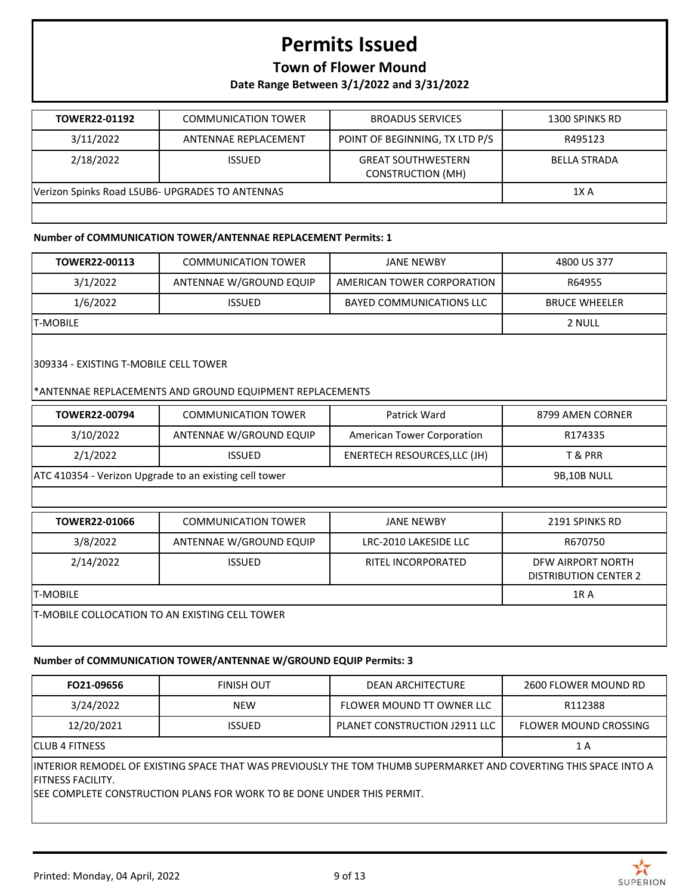# Permits Issued

## Town of Flower Mound

### Date Range Between 3/1/2022 and 3/31/2022

| TOWER22-01192 | COMMUNICATION TOWER | BROADUS SERVICES | 1300 SPINKS RD |
|---|---|---|---|
| 3/11/2022 | ANTENNAE REPLACEMENT | POINT OF BEGINNING, TX LTD P/S | R495123 |
| 2/18/2022 | ISSUED | GREAT SOUTHWESTERN CONSTRUCTION (MH) | BELLA STRADA |
| Verizon Spinks Road LSUB6- UPGRADES TO ANTENNAS | | | 1X A |

**Number of COMMUNICATION TOWER/ANTENNAE REPLACEMENT Permits: 1**

| TOWER22-00113 | COMMUNICATION TOWER | JANE NEWBY | 4800 US 377 |
|---|---|---|---|
| 3/1/2022 | ANTENNAE W/GROUND EQUIP | AMERICAN TOWER CORPORATION | R64955 |
| 1/6/2022 | ISSUED | BAYED COMMUNICATIONS LLC | BRUCE WHEELER |
| T-MOBILE | | | 2 NULL |

309334 - EXISTING T-MOBILE CELL TOWER

*ANTENNAE REPLACEMENTS AND GROUND EQUIPMENT REPLACEMENTS

| TOWER22-00794 | COMMUNICATION TOWER | Patrick Ward | 8799 AMEN CORNER |
|---|---|---|---|
| 3/10/2022 | ANTENNAE W/GROUND EQUIP | American Tower Corporation | R174335 |
| 2/1/2022 | ISSUED | ENERTECH RESOURCES,LLC (JH) | T & PRR |
| ATC 410354 - Verizon Upgrade to an existing cell tower | | | 9B,10B NULL |

| TOWER22-01066 | COMMUNICATION TOWER | JANE NEWBY | 2191 SPINKS RD |
|---|---|---|---|
| 3/8/2022 | ANTENNAE W/GROUND EQUIP | LRC-2010 LAKESIDE LLC | R670750 |
| 2/14/2022 | ISSUED | RITEL INCORPORATED | DFW AIRPORT NORTH DISTRIBUTION CENTER 2 |
| T-MOBILE | | | 1R A |

T-MOBILE COLLOCATION TO AN EXISTING CELL TOWER

**Number of COMMUNICATION TOWER/ANTENNAE W/GROUND EQUIP Permits: 3**

| FO21-09656 | FINISH OUT | DEAN ARCHITECTURE | 2600 FLOWER MOUND RD |
|---|---|---|---|
| 3/24/2022 | NEW | FLOWER MOUND TT OWNER LLC | R112388 |
| 12/20/2021 | ISSUED | PLANET CONSTRUCTION J2911 LLC | FLOWER MOUND CROSSING |
| CLUB 4 FITNESS | | | 1 A |

INTERIOR REMODEL OF EXISTING SPACE THAT WAS PREVIOUSLY THE TOM THUMB SUPERMARKET AND COVERTING THIS SPACE INTO A FITNESS FACILITY.
SEE COMPLETE CONSTRUCTION PLANS FOR WORK TO BE DONE UNDER THIS PERMIT.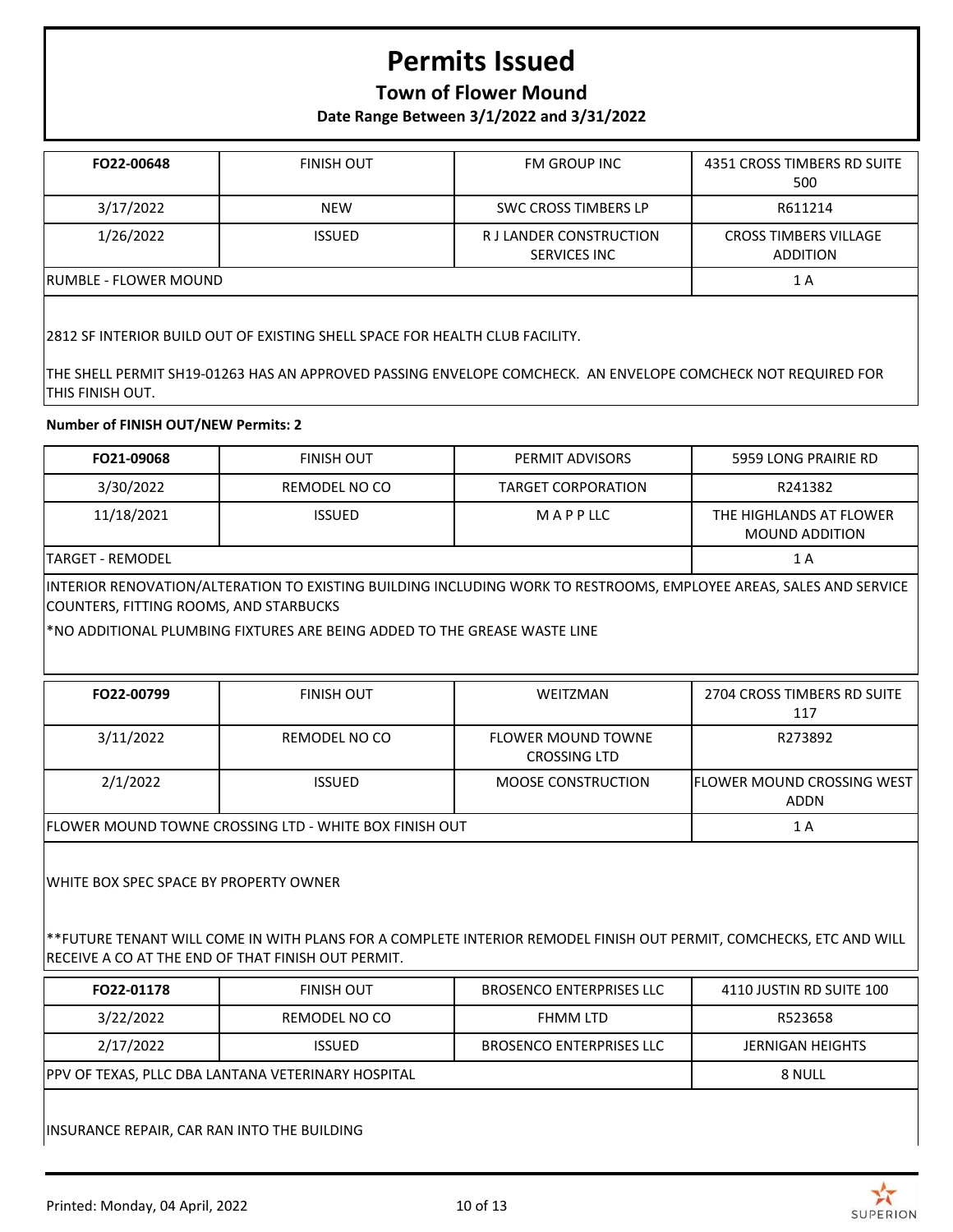# Permits Issued

## Town of Flower Mound

**Date Range Between 3/1/2022 and 3/31/2022**

| FO22-00648 | FINISH OUT | FM GROUP INC | 4351 CROSS TIMBERS RD SUITE 500 |
|---|---|---|---|
| 3/17/2022 | NEW | SWC CROSS TIMBERS LP | R611214 |
| 1/26/2022 | ISSUED | R J LANDER CONSTRUCTION SERVICES INC | CROSS TIMBERS VILLAGE ADDITION |
| RUMBLE - FLOWER MOUND | | | 1 A |

2812 SF INTERIOR BUILD OUT OF EXISTING SHELL SPACE FOR HEALTH CLUB FACILITY.

THE SHELL PERMIT SH19-01263 HAS AN APPROVED PASSING ENVELOPE COMCHECK. AN ENVELOPE COMCHECK NOT REQUIRED FOR THIS FINISH OUT.

**Number of FINISH OUT/NEW Permits: 2**

| FO21-09068 | FINISH OUT | PERMIT ADVISORS | 5959 LONG PRAIRIE RD |
|---|---|---|---|
| 3/30/2022 | REMODEL NO CO | TARGET CORPORATION | R241382 |
| 11/18/2021 | ISSUED | M A P P LLC | THE HIGHLANDS AT FLOWER MOUND ADDITION |
| TARGET - REMODEL | | | 1 A |

INTERIOR RENOVATION/ALTERATION TO EXISTING BUILDING INCLUDING WORK TO RESTROOMS, EMPLOYEE AREAS, SALES AND SERVICE COUNTERS, FITTING ROOMS, AND STARBUCKS

*NO ADDITIONAL PLUMBING FIXTURES ARE BEING ADDED TO THE GREASE WASTE LINE

| FO22-00799 | FINISH OUT | WEITZMAN | 2704 CROSS TIMBERS RD SUITE 117 |
|---|---|---|---|
| 3/11/2022 | REMODEL NO CO | FLOWER MOUND TOWNE CROSSING LTD | R273892 |
| 2/1/2022 | ISSUED | MOOSE CONSTRUCTION | FLOWER MOUND CROSSING WEST ADDN |
| FLOWER MOUND TOWNE CROSSING LTD - WHITE BOX FINISH OUT | | | 1 A |

WHITE BOX SPEC SPACE BY PROPERTY OWNER

**FUTURE TENANT WILL COME IN WITH PLANS FOR A COMPLETE INTERIOR REMODEL FINISH OUT PERMIT, COMCHECKS, ETC AND WILL RECEIVE A CO AT THE END OF THAT FINISH OUT PERMIT.

| FO22-01178 | FINISH OUT | BROSENCO ENTERPRISES LLC | 4110 JUSTIN RD SUITE 100 |
|---|---|---|---|
| 3/22/2022 | REMODEL NO CO | FHMM LTD | R523658 |
| 2/17/2022 | ISSUED | BROSENCO ENTERPRISES LLC | JERNIGAN HEIGHTS |
| PPV OF TEXAS, PLLC DBA LANTANA VETERINARY HOSPITAL | | | 8 NULL |

INSURANCE REPAIR, CAR RAN INTO THE BUILDING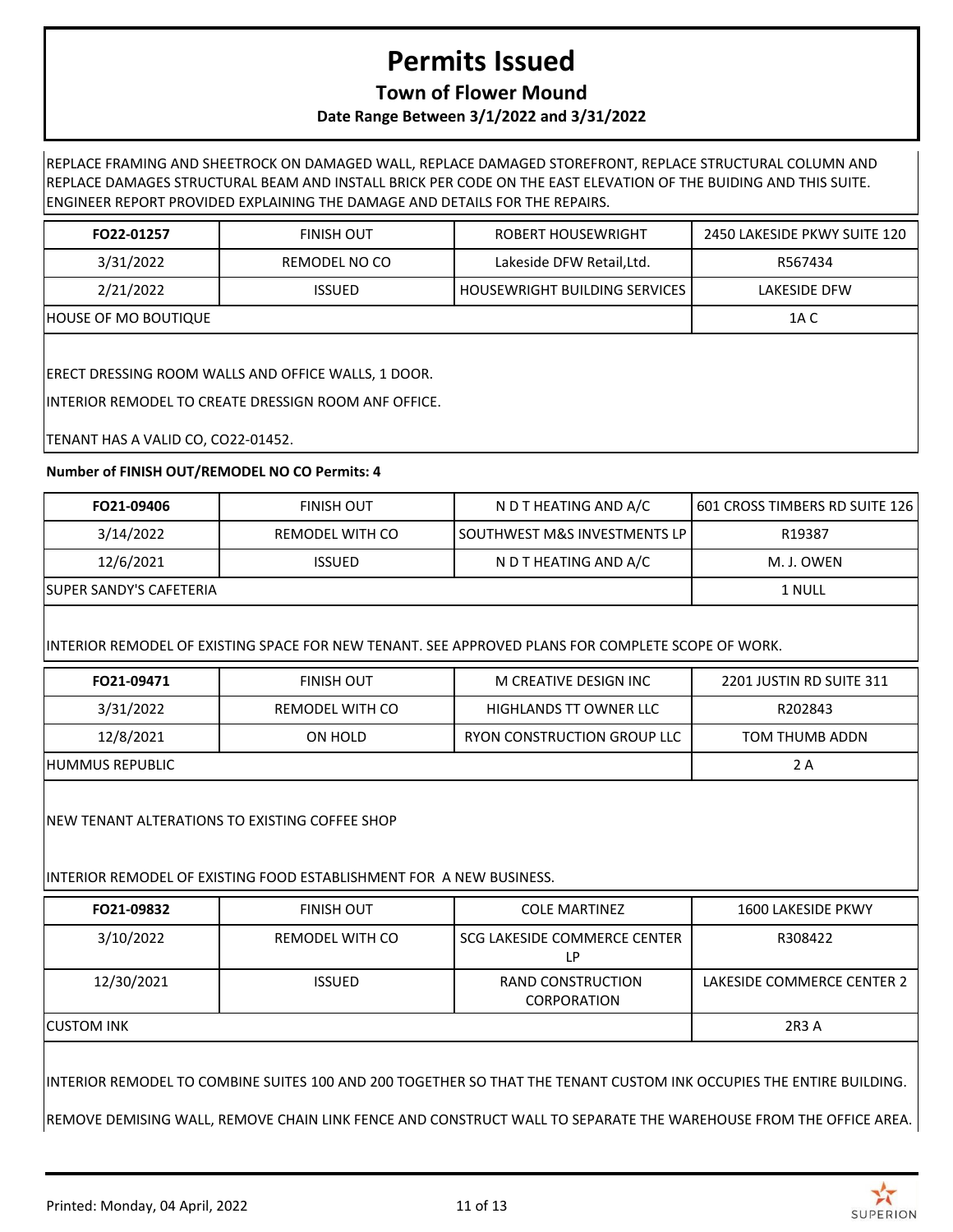# Permits Issued

**Town of Flower Mound**

**Date Range Between 3/1/2022 and 3/31/2022**

REPLACE FRAMING AND SHEETROCK ON DAMAGED WALL, REPLACE DAMAGED STOREFRONT, REPLACE STRUCTURAL COLUMN AND REPLACE DAMAGES STRUCTURAL BEAM AND INSTALL BRICK PER CODE ON THE EAST ELEVATION OF THE BUIDING AND THIS SUITE. ENGINEER REPORT PROVIDED EXPLAINING THE DAMAGE AND DETAILS FOR THE REPAIRS.

| **FO22-01257** | FINISH OUT | ROBERT HOUSEWRIGHT | 2450 LAKESIDE PKWY SUITE 120 |
|---|---|---|---|
| 3/31/2022 | REMODEL NO CO | Lakeside DFW Retail,Ltd. | R567434 |
| 2/21/2022 | ISSUED | HOUSEWRIGHT BUILDING SERVICES | LAKESIDE DFW |
| HOUSE OF MO BOUTIQUE | | | 1A C |

ERECT DRESSING ROOM WALLS AND OFFICE WALLS, 1 DOOR.

INTERIOR REMODEL TO CREATE DRESSIGN ROOM ANF OFFICE.

TENANT HAS A VALID CO, CO22-01452.

**Number of FINISH OUT/REMODEL NO CO Permits: 4**

| **FO21-09406** | FINISH OUT | N D T HEATING AND A/C | 601 CROSS TIMBERS RD SUITE 126 |
|---|---|---|---|
| 3/14/2022 | REMODEL WITH CO | SOUTHWEST M&S INVESTMENTS LP | R19387 |
| 12/6/2021 | ISSUED | N D T HEATING AND A/C | M. J. OWEN |
| SUPER SANDY'S CAFETERIA | | | 1 NULL |

INTERIOR REMODEL OF EXISTING SPACE FOR NEW TENANT. SEE APPROVED PLANS FOR COMPLETE SCOPE OF WORK.

| **FO21-09471** | FINISH OUT | M CREATIVE DESIGN INC | 2201 JUSTIN RD SUITE 311 |
|---|---|---|---|
| 3/31/2022 | REMODEL WITH CO | HIGHLANDS TT OWNER LLC | R202843 |
| 12/8/2021 | ON HOLD | RYON CONSTRUCTION GROUP LLC | TOM THUMB ADDN |
| HUMMUS REPUBLIC | | | 2 A |

NEW TENANT ALTERATIONS TO EXISTING COFFEE SHOP

INTERIOR REMODEL OF EXISTING FOOD ESTABLISHMENT FOR A NEW BUSINESS.

| **FO21-09832** | FINISH OUT | COLE MARTINEZ | 1600 LAKESIDE PKWY |
|---|---|---|---|
| 3/10/2022 | REMODEL WITH CO | SCG LAKESIDE COMMERCE CENTER LP | R308422 |
| 12/30/2021 | ISSUED | RAND CONSTRUCTION CORPORATION | LAKESIDE COMMERCE CENTER 2 |
| CUSTOM INK | | | 2R3 A |

INTERIOR REMODEL TO COMBINE SUITES 100 AND 200 TOGETHER SO THAT THE TENANT CUSTOM INK OCCUPIES THE ENTIRE BUILDING.

REMOVE DEMISING WALL, REMOVE CHAIN LINK FENCE AND CONSTRUCT WALL TO SEPARATE THE WAREHOUSE FROM THE OFFICE AREA.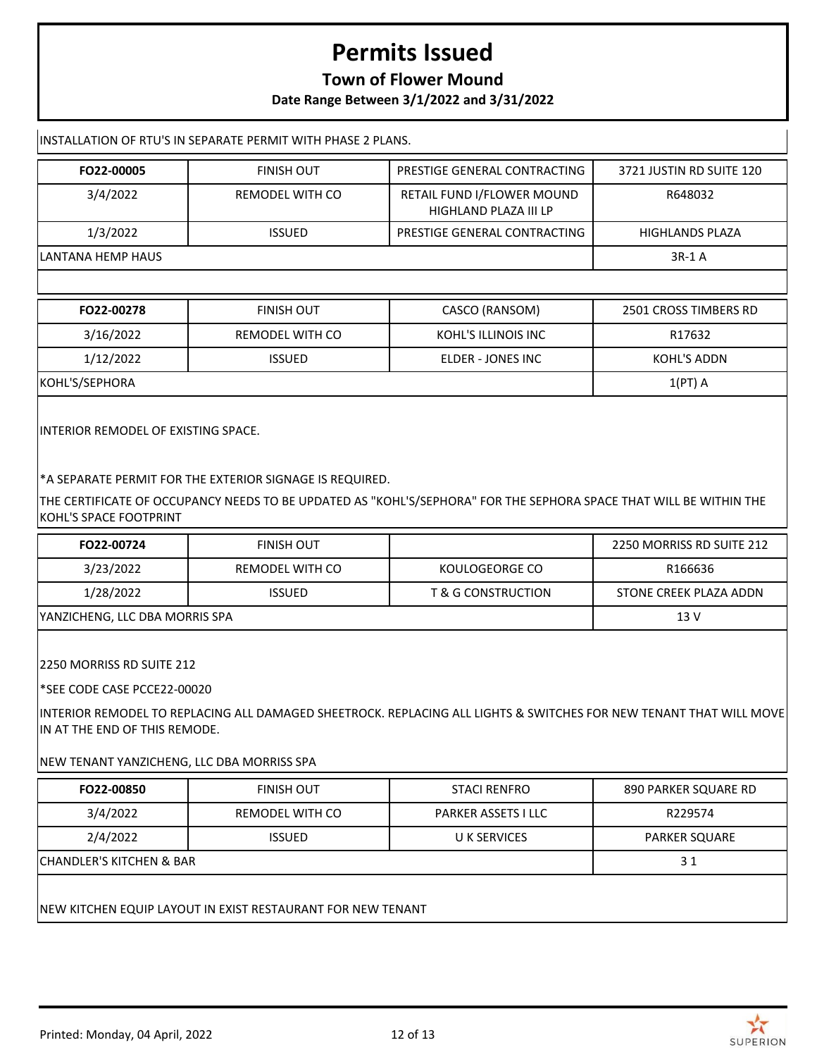# Permits Issued

**Town of Flower Mound**

**Date Range Between 3/1/2022 and 3/31/2022**

INSTALLATION OF RTU'S IN SEPARATE PERMIT WITH PHASE 2 PLANS.

| **FO22-00005** | FINISH OUT | PRESTIGE GENERAL CONTRACTING | 3721 JUSTIN RD SUITE 120 |
|---|---|---|---|
| 3/4/2022 | REMODEL WITH CO | RETAIL FUND I/FLOWER MOUND HIGHLAND PLAZA III LP | R648032 |
| 1/3/2022 | ISSUED | PRESTIGE GENERAL CONTRACTING | HIGHLANDS PLAZA |
| LANTANA HEMP HAUS | | | 3R-1 A |

| **FO22-00278** | FINISH OUT | CASCO (RANSOM) | 2501 CROSS TIMBERS RD |
|---|---|---|---|
| 3/16/2022 | REMODEL WITH CO | KOHL'S ILLINOIS INC | R17632 |
| 1/12/2022 | ISSUED | ELDER - JONES INC | KOHL'S ADDN |
| KOHL'S/SEPHORA | | | 1(PT) A |

INTERIOR REMODEL OF EXISTING SPACE.

*A SEPARATE PERMIT FOR THE EXTERIOR SIGNAGE IS REQUIRED.

THE CERTIFICATE OF OCCUPANCY NEEDS TO BE UPDATED AS "KOHL'S/SEPHORA" FOR THE SEPHORA SPACE THAT WILL BE WITHIN THE KOHL'S SPACE FOOTPRINT

| **FO22-00724** | FINISH OUT | | 2250 MORRISS RD SUITE 212 |
|---|---|---|---|
| 3/23/2022 | REMODEL WITH CO | KOULOGEORGE CO | R166636 |
| 1/28/2022 | ISSUED | T & G CONSTRUCTION | STONE CREEK PLAZA ADDN |
| YANZICHENG, LLC DBA MORRIS SPA | | | 13 V |

2250 MORRISS RD SUITE 212

*SEE CODE CASE PCCE22-00020

INTERIOR REMODEL TO REPLACING ALL DAMAGED SHEETROCK. REPLACING ALL LIGHTS & SWITCHES FOR NEW TENANT THAT WILL MOVE IN AT THE END OF THIS REMODE.

NEW TENANT YANZICHENG, LLC DBA MORRISS SPA

| **FO22-00850** | FINISH OUT | STACI RENFRO | 890 PARKER SQUARE RD |
|---|---|---|---|
| 3/4/2022 | REMODEL WITH CO | PARKER ASSETS I LLC | R229574 |
| 2/4/2022 | ISSUED | U K SERVICES | PARKER SQUARE |
| CHANDLER'S KITCHEN & BAR | | | 3 1 |

NEW KITCHEN EQUIP LAYOUT IN EXIST RESTAURANT FOR NEW TENANT

Printed: Monday, 04 April, 2022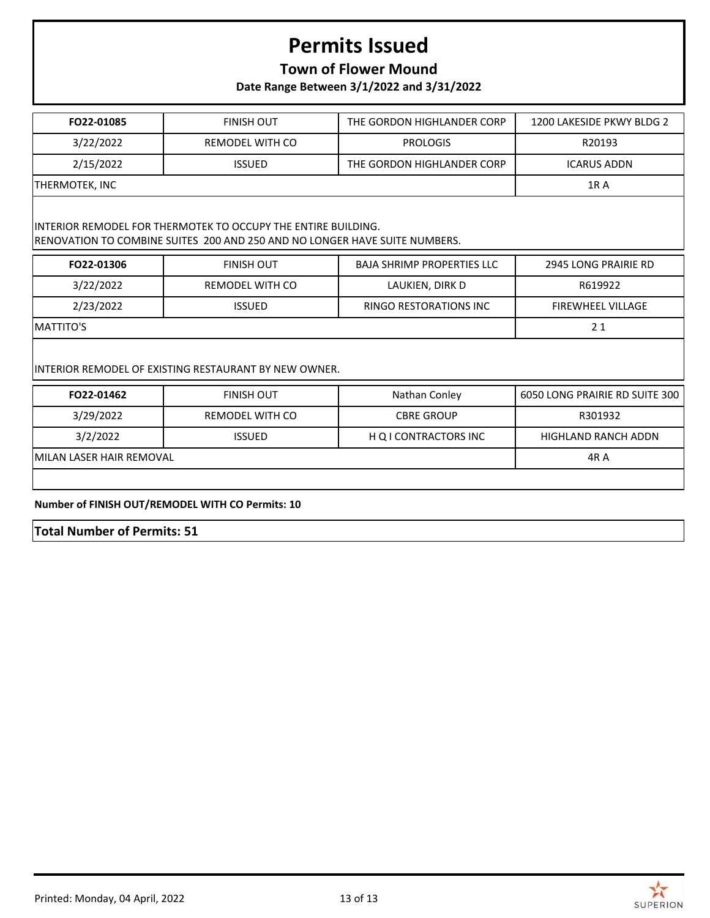# Permits Issued

**Town of Flower Mound**

**Date Range Between 3/1/2022 and 3/31/2022**

| | | | |
|---|---|---|---|
| **FO22-01085** | FINISH OUT | THE GORDON HIGHLANDER CORP | 1200 LAKESIDE PKWY BLDG 2 |
| 3/22/2022 | REMODEL WITH CO | PROLOGIS | R20193 |
| 2/15/2022 | ISSUED | THE GORDON HIGHLANDER CORP | ICARUS ADDN |
| THERMOTEK, INC | | | 1R A |

INTERIOR REMODEL FOR THERMOTEK TO OCCUPY THE ENTIRE BUILDING.
RENOVATION TO COMBINE SUITES 200 AND 250 AND NO LONGER HAVE SUITE NUMBERS.

| | | | |
|---|---|---|---|
| **FO22-01306** | FINISH OUT | BAJA SHRIMP PROPERTIES LLC | 2945 LONG PRAIRIE RD |
| 3/22/2022 | REMODEL WITH CO | LAUKIEN, DIRK D | R619922 |
| 2/23/2022 | ISSUED | RINGO RESTORATIONS INC | FIREWHEEL VILLAGE |
| MATTITO'S | | | 2 1 |

INTERIOR REMODEL OF EXISTING RESTAURANT BY NEW OWNER.

| | | | |
|---|---|---|---|
| **FO22-01462** | FINISH OUT | Nathan Conley | 6050 LONG PRAIRIE RD SUITE 300 |
| 3/29/2022 | REMODEL WITH CO | CBRE GROUP | R301932 |
| 3/2/2022 | ISSUED | H Q I CONTRACTORS INC | HIGHLAND RANCH ADDN |
| MILAN LASER HAIR REMOVAL | | | 4R A |

**Number of FINISH OUT/REMODEL WITH CO Permits: 10**

**Total Number of Permits: 51**

Printed: Monday, 04 April, 2022